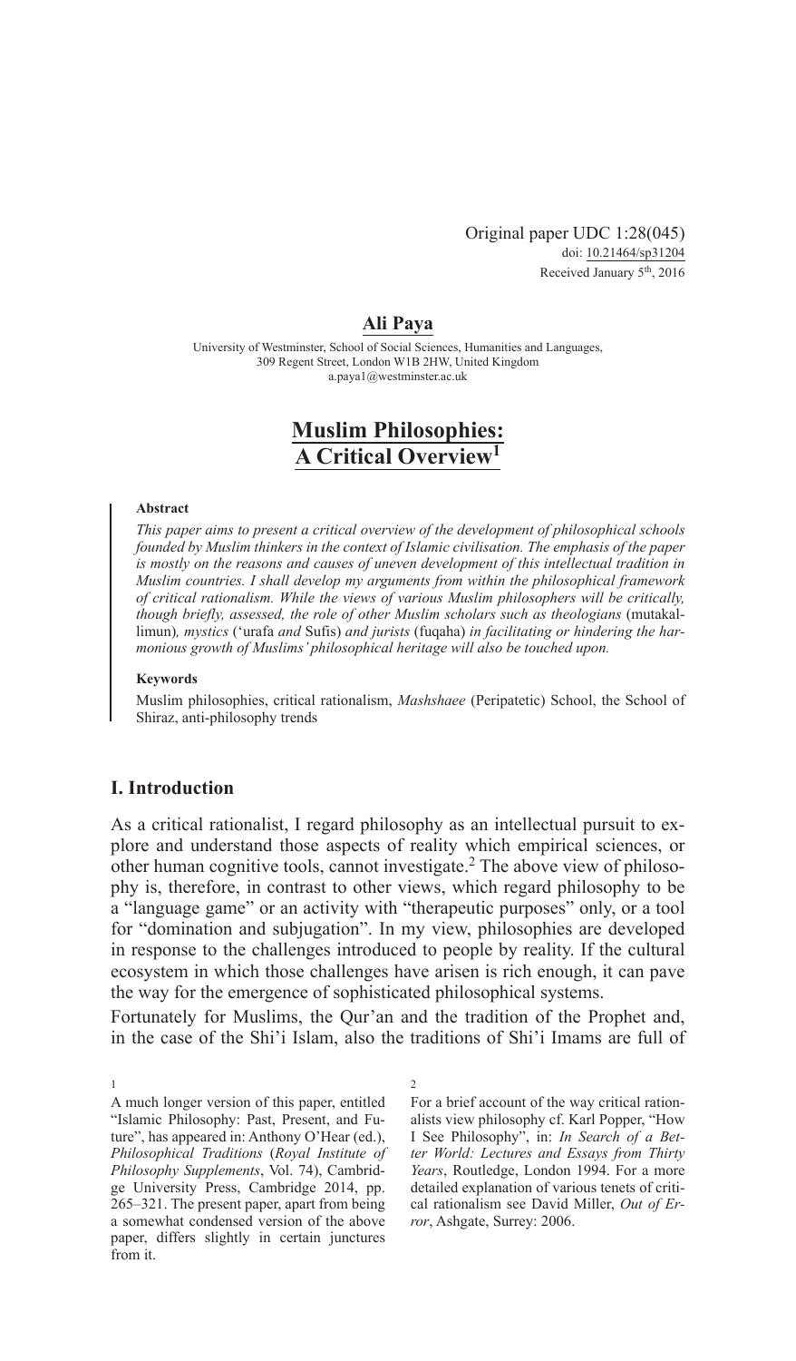Original paper UDC 1:28(045)
doi: 10.21464/sp31204
Received January 5th, 2016

**Ali Paya**

University of Westminster, School of Social Sciences, Humanities and Languages,
309 Regent Street, London W1B 2HW, United Kingdom
a.paya1@westminster.ac.uk

# Muslim Philosophies: A Critical Overview[1]

**Abstract**

*This paper aims to present a critical overview of the development of philosophical schools founded by Muslim thinkers in the context of Islamic civilisation. The emphasis of the paper is mostly on the reasons and causes of uneven development of this intellectual tradition in Muslim countries. I shall develop my arguments from within the philosophical framework of critical rationalism. While the views of various Muslim philosophers will be critically, though briefly, assessed, the role of other Muslim scholars such as theologians* (mutakallimun)*, mystics* ('urafa *and* Sufis) *and jurists* (fuqaha) *in facilitating or hindering the harmonious growth of Muslims' philosophical heritage will also be touched upon.*

**Keywords**

Muslim philosophies, critical rationalism, *Mashshaee* (Peripatetic) School, the School of Shiraz, anti-philosophy trends

## I. Introduction

As a critical rationalist, I regard philosophy as an intellectual pursuit to explore and understand those aspects of reality which empirical sciences, or other human cognitive tools, cannot investigate.[2] The above view of philosophy is, therefore, in contrast to other views, which regard philosophy to be a "language game" or an activity with "therapeutic purposes" only, or a tool for "domination and subjugation". In my view, philosophies are developed in response to the challenges introduced to people by reality. If the cultural ecosystem in which those challenges have arisen is rich enough, it can pave the way for the emergence of sophisticated philosophical systems.

Fortunately for Muslims, the Qur'an and the tradition of the Prophet and, in the case of the Shi'i Islam, also the traditions of Shi'i Imams are full of

---

1 A much longer version of this paper, entitled "Islamic Philosophy: Past, Present, and Future", has appeared in: Anthony O'Hear (ed.), *Philosophical Traditions* (*Royal Institute of Philosophy Supplements*, Vol. 74), Cambridge University Press, Cambridge 2014, pp. 265–321. The present paper, apart from being a somewhat condensed version of the above paper, differs slightly in certain junctures from it.

2 For a brief account of the way critical rationalists view philosophy cf. Karl Popper, "How I See Philosophy", in: *In Search of a Better World: Lectures and Essays from Thirty Years*, Routledge, London 1994. For a more detailed explanation of various tenets of critical rationalism see David Miller, *Out of Error*, Ashgate, Surrey: 2006.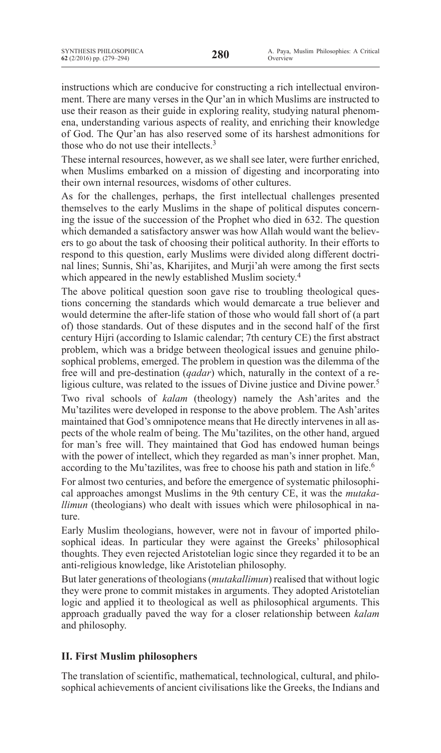instructions which are conducive for constructing a rich intellectual environment. There are many verses in the Qur'an in which Muslims are instructed to use their reason as their guide in exploring reality, studying natural phenomena, understanding various aspects of reality, and enriching their knowledge of God. The Qur'an has also reserved some of its harshest admonitions for those who do not use their intellects.[3]

These internal resources, however, as we shall see later, were further enriched, when Muslims embarked on a mission of digesting and incorporating into their own internal resources, wisdoms of other cultures.

As for the challenges, perhaps, the first intellectual challenges presented themselves to the early Muslims in the shape of political disputes concerning the issue of the succession of the Prophet who died in 632. The question which demanded a satisfactory answer was how Allah would want the believers to go about the task of choosing their political authority. In their efforts to respond to this question, early Muslims were divided along different doctrinal lines; Sunnis, Shi'as, Kharijites, and Murji'ah were among the first sects which appeared in the newly established Muslim society.[4]

The above political question soon gave rise to troubling theological questions concerning the standards which would demarcate a true believer and would determine the after-life station of those who would fall short of (a part of) those standards. Out of these disputes and in the second half of the first century Hijri (according to Islamic calendar; 7th century CE) the first abstract problem, which was a bridge between theological issues and genuine philosophical problems, emerged. The problem in question was the dilemma of the free will and pre-destination (*qadar*) which, naturally in the context of a religious culture, was related to the issues of Divine justice and Divine power.[5]

Two rival schools of *kalam* (theology) namely the Ash'arites and the Mu'tazilites were developed in response to the above problem. The Ash'arites maintained that God's omnipotence means that He directly intervenes in all aspects of the whole realm of being. The Mu'tazilites, on the other hand, argued for man's free will. They maintained that God has endowed human beings with the power of intellect, which they regarded as man's inner prophet. Man, according to the Mu'tazilites, was free to choose his path and station in life.[6]

For almost two centuries, and before the emergence of systematic philosophical approaches amongst Muslims in the 9th century CE, it was the *mutakallimun* (theologians) who dealt with issues which were philosophical in nature.

Early Muslim theologians, however, were not in favour of imported philosophical ideas. In particular they were against the Greeks' philosophical thoughts. They even rejected Aristotelian logic since they regarded it to be an anti-religious knowledge, like Aristotelian philosophy.

But later generations of theologians (*mutakallimun*) realised that without logic they were prone to commit mistakes in arguments. They adopted Aristotelian logic and applied it to theological as well as philosophical arguments. This approach gradually paved the way for a closer relationship between *kalam* and philosophy.

## II. First Muslim philosophers

The translation of scientific, mathematical, technological, cultural, and philosophical achievements of ancient civilisations like the Greeks, the Indians and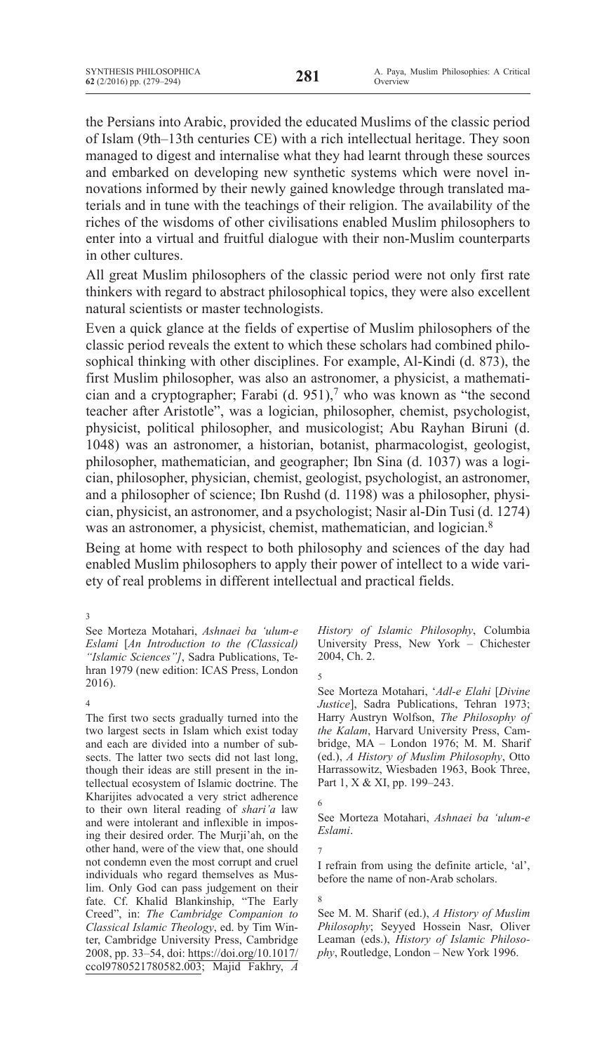the Persians into Arabic, provided the educated Muslims of the classic period of Islam (9th–13th centuries CE) with a rich intellectual heritage. They soon managed to digest and internalise what they had learnt through these sources and embarked on developing new synthetic systems which were novel innovations informed by their newly gained knowledge through translated materials and in tune with the teachings of their religion. The availability of the riches of the wisdoms of other civilisations enabled Muslim philosophers to enter into a virtual and fruitful dialogue with their non-Muslim counterparts in other cultures.

All great Muslim philosophers of the classic period were not only first rate thinkers with regard to abstract philosophical topics, they were also excellent natural scientists or master technologists.

Even a quick glance at the fields of expertise of Muslim philosophers of the classic period reveals the extent to which these scholars had combined philosophical thinking with other disciplines. For example, Al-Kindi (d. 873), the first Muslim philosopher, was also an astronomer, a physicist, a mathematician and a cryptographer; Farabi (d. 951),[7] who was known as "the second teacher after Aristotle", was a logician, philosopher, chemist, psychologist, physicist, political philosopher, and musicologist; Abu Rayhan Biruni (d. 1048) was an astronomer, a historian, botanist, pharmacologist, geologist, philosopher, mathematician, and geographer; Ibn Sina (d. 1037) was a logician, philosopher, physician, chemist, geologist, psychologist, an astronomer, and a philosopher of science; Ibn Rushd (d. 1198) was a philosopher, physician, physicist, an astronomer, and a psychologist; Nasir al-Din Tusi (d. 1274) was an astronomer, a physicist, chemist, mathematician, and logician.[8]

Being at home with respect to both philosophy and sciences of the day had enabled Muslim philosophers to apply their power of intellect to a wide variety of real problems in different intellectual and practical fields.

---

[3] See Morteza Motahari, *Ashnaei ba 'ulum-e Eslami* [*An Introduction to the (Classical) "Islamic Sciences"]*, Sadra Publications, Tehran 1979 (new edition: ICAS Press, London 2016).

[4] The first two sects gradually turned into the two largest sects in Islam which exist today and each are divided into a number of subsects. The latter two sects did not last long, though their ideas are still present in the intellectual ecosystem of Islamic doctrine. The Kharijites advocated a very strict adherence to their own literal reading of *shari'a* law and were intolerant and inflexible in imposing their desired order. The Murji'ah, on the other hand, were of the view that, one should not condemn even the most corrupt and cruel individuals who regard themselves as Muslim. Only God can pass judgement on their fate. Cf. Khalid Blankinship, "The Early Creed", in: *The Cambridge Companion to Classical Islamic Theology*, ed. by Tim Winter, Cambridge University Press, Cambridge 2008, pp. 33–54, doi: https://doi.org/10.1017/ccol9780521780582.003; Majid Fakhry, *A History of Islamic Philosophy*, Columbia University Press, New York – Chichester 2004, Ch. 2.

[5] See Morteza Motahari, *'Adl-e Elahi* [*Divine Justice*], Sadra Publications, Tehran 1973; Harry Austryn Wolfson, *The Philosophy of the Kalam*, Harvard University Press, Cambridge, MA – London 1976; M. M. Sharif (ed.), *A History of Muslim Philosophy*, Otto Harrassowitz, Wiesbaden 1963, Book Three, Part 1, X & XI, pp. 199–243.

[6] See Morteza Motahari, *Ashnaei ba 'ulum-e Eslami*.

[7] I refrain from using the definite article, 'al', before the name of non-Arab scholars.

[8] See M. M. Sharif (ed.), *A History of Muslim Philosophy*; Seyyed Hossein Nasr, Oliver Leaman (eds.), *History of Islamic Philosophy*, Routledge, London – New York 1996.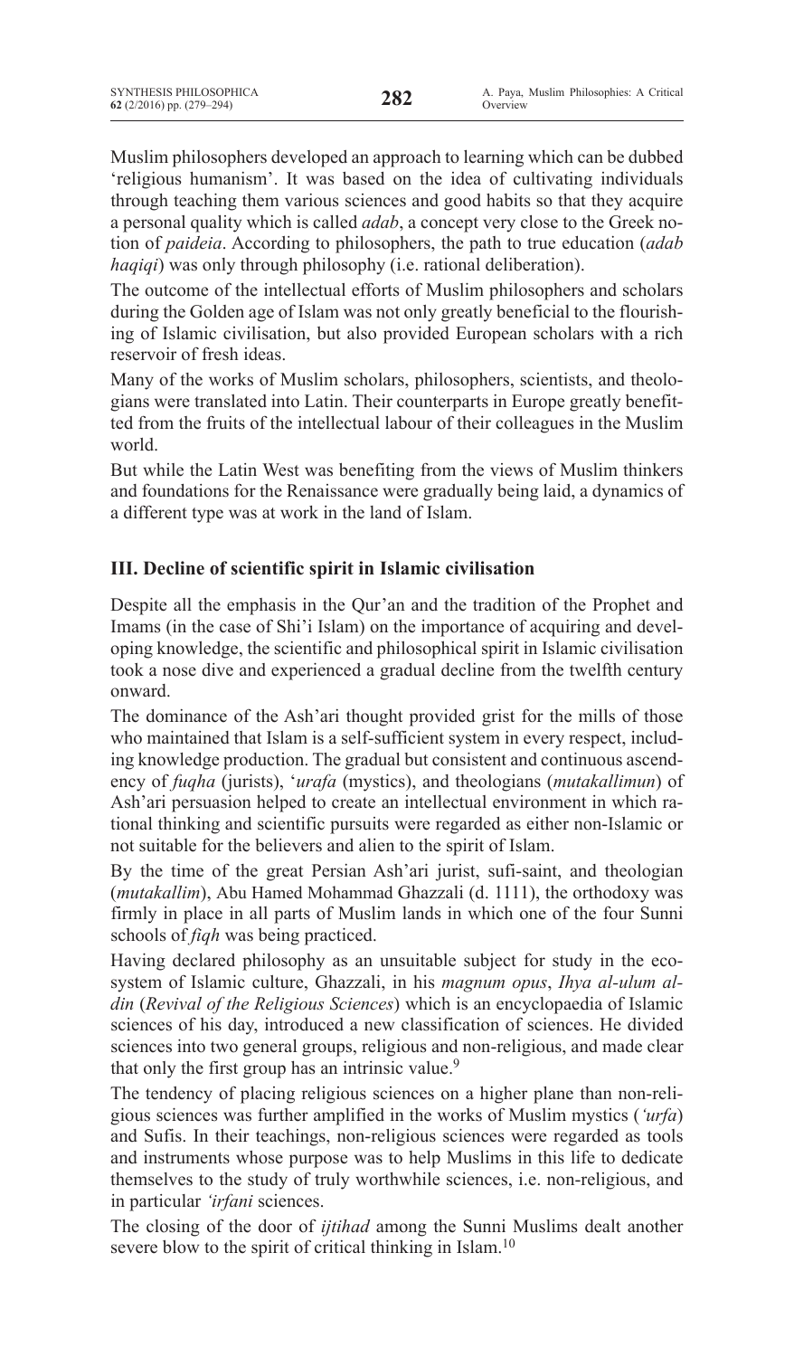Muslim philosophers developed an approach to learning which can be dubbed 'religious humanism'. It was based on the idea of cultivating individuals through teaching them various sciences and good habits so that they acquire a personal quality which is called *adab*, a concept very close to the Greek notion of *paideia*. According to philosophers, the path to true education (*adab haqiqi*) was only through philosophy (i.e. rational deliberation).

The outcome of the intellectual efforts of Muslim philosophers and scholars during the Golden age of Islam was not only greatly beneficial to the flourishing of Islamic civilisation, but also provided European scholars with a rich reservoir of fresh ideas.

Many of the works of Muslim scholars, philosophers, scientists, and theologians were translated into Latin. Their counterparts in Europe greatly benefitted from the fruits of the intellectual labour of their colleagues in the Muslim world.

But while the Latin West was benefiting from the views of Muslim thinkers and foundations for the Renaissance were gradually being laid, a dynamics of a different type was at work in the land of Islam.

## III. Decline of scientific spirit in Islamic civilisation

Despite all the emphasis in the Qur'an and the tradition of the Prophet and Imams (in the case of Shi'i Islam) on the importance of acquiring and developing knowledge, the scientific and philosophical spirit in Islamic civilisation took a nose dive and experienced a gradual decline from the twelfth century onward.

The dominance of the Ash'ari thought provided grist for the mills of those who maintained that Islam is a self-sufficient system in every respect, including knowledge production. The gradual but consistent and continuous ascendency of *fuqha* (jurists), '*urafa* (mystics), and theologians (*mutakallimun*) of Ash'ari persuasion helped to create an intellectual environment in which rational thinking and scientific pursuits were regarded as either non-Islamic or not suitable for the believers and alien to the spirit of Islam.

By the time of the great Persian Ash'ari jurist, sufi-saint, and theologian (*mutakallim*), Abu Hamed Mohammad Ghazzali (d. 1111), the orthodoxy was firmly in place in all parts of Muslim lands in which one of the four Sunni schools of *fiqh* was being practiced.

Having declared philosophy as an unsuitable subject for study in the ecosystem of Islamic culture, Ghazzali, in his *magnum opus*, *Ihya al-ulum al-din* (*Revival of the Religious Sciences*) which is an encyclopaedia of Islamic sciences of his day, introduced a new classification of sciences. He divided sciences into two general groups, religious and non-religious, and made clear that only the first group has an intrinsic value.[9]

The tendency of placing religious sciences on a higher plane than non-religious sciences was further amplified in the works of Muslim mystics (*'urfa*) and Sufis. In their teachings, non-religious sciences were regarded as tools and instruments whose purpose was to help Muslims in this life to dedicate themselves to the study of truly worthwhile sciences, i.e. non-religious, and in particular *'irfani* sciences.

The closing of the door of *ijtihad* among the Sunni Muslims dealt another severe blow to the spirit of critical thinking in Islam.[10]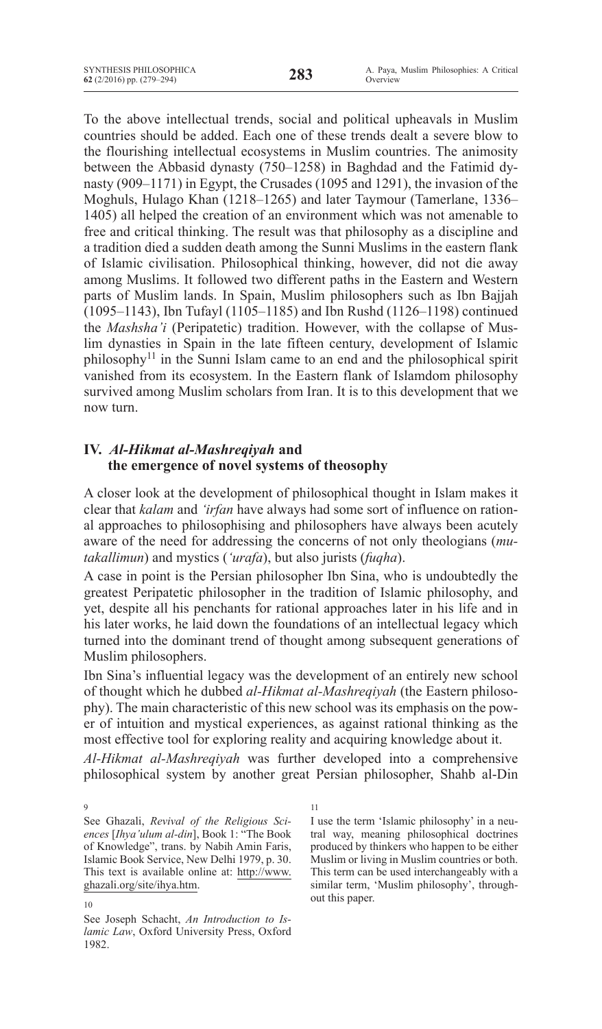To the above intellectual trends, social and political upheavals in Muslim countries should be added. Each one of these trends dealt a severe blow to the flourishing intellectual ecosystems in Muslim countries. The animosity between the Abbasid dynasty (750–1258) in Baghdad and the Fatimid dynasty (909–1171) in Egypt, the Crusades (1095 and 1291), the invasion of the Moghuls, Hulago Khan (1218–1265) and later Taymour (Tamerlane, 1336–1405) all helped the creation of an environment which was not amenable to free and critical thinking. The result was that philosophy as a discipline and a tradition died a sudden death among the Sunni Muslims in the eastern flank of Islamic civilisation. Philosophical thinking, however, did not die away among Muslims. It followed two different paths in the Eastern and Western parts of Muslim lands. In Spain, Muslim philosophers such as Ibn Bajjah (1095–1143), Ibn Tufayl (1105–1185) and Ibn Rushd (1126–1198) continued the *Mashsha'i* (Peripatetic) tradition. However, with the collapse of Muslim dynasties in Spain in the late fifteen century, development of Islamic philosophy[11] in the Sunni Islam came to an end and the philosophical spirit vanished from its ecosystem. In the Eastern flank of Islamdom philosophy survived among Muslim scholars from Iran. It is to this development that we now turn.

## IV. *Al-Hikmat al-Mashreqiyah* and the emergence of novel systems of theosophy

A closer look at the development of philosophical thought in Islam makes it clear that *kalam* and *'irfan* have always had some sort of influence on rational approaches to philosophising and philosophers have always been acutely aware of the need for addressing the concerns of not only theologians (*mutakallimun*) and mystics (*'urafa*), but also jurists (*fuqha*).

A case in point is the Persian philosopher Ibn Sina, who is undoubtedly the greatest Peripatetic philosopher in the tradition of Islamic philosophy, and yet, despite all his penchants for rational approaches later in his life and in his later works, he laid down the foundations of an intellectual legacy which turned into the dominant trend of thought among subsequent generations of Muslim philosophers.

Ibn Sina's influential legacy was the development of an entirely new school of thought which he dubbed *al-Hikmat al-Mashreqiyah* (the Eastern philosophy). The main characteristic of this new school was its emphasis on the power of intuition and mystical experiences, as against rational thinking as the most effective tool for exploring reality and acquiring knowledge about it.

*Al-Hikmat al-Mashreqiyah* was further developed into a comprehensive philosophical system by another great Persian philosopher, Shahb al-Din

---

9 See Ghazali, *Revival of the Religious Sciences* [*Ihya'ulum al-din*], Book 1: "The Book of Knowledge", trans. by Nabih Amin Faris, Islamic Book Service, New Delhi 1979, p. 30. This text is available online at: http://www.ghazali.org/site/ihya.htm.

10 See Joseph Schacht, *An Introduction to Islamic Law*, Oxford University Press, Oxford 1982.

11 I use the term 'Islamic philosophy' in a neutral way, meaning philosophical doctrines produced by thinkers who happen to be either Muslim or living in Muslim countries or both. This term can be used interchangeably with a similar term, 'Muslim philosophy', throughout this paper.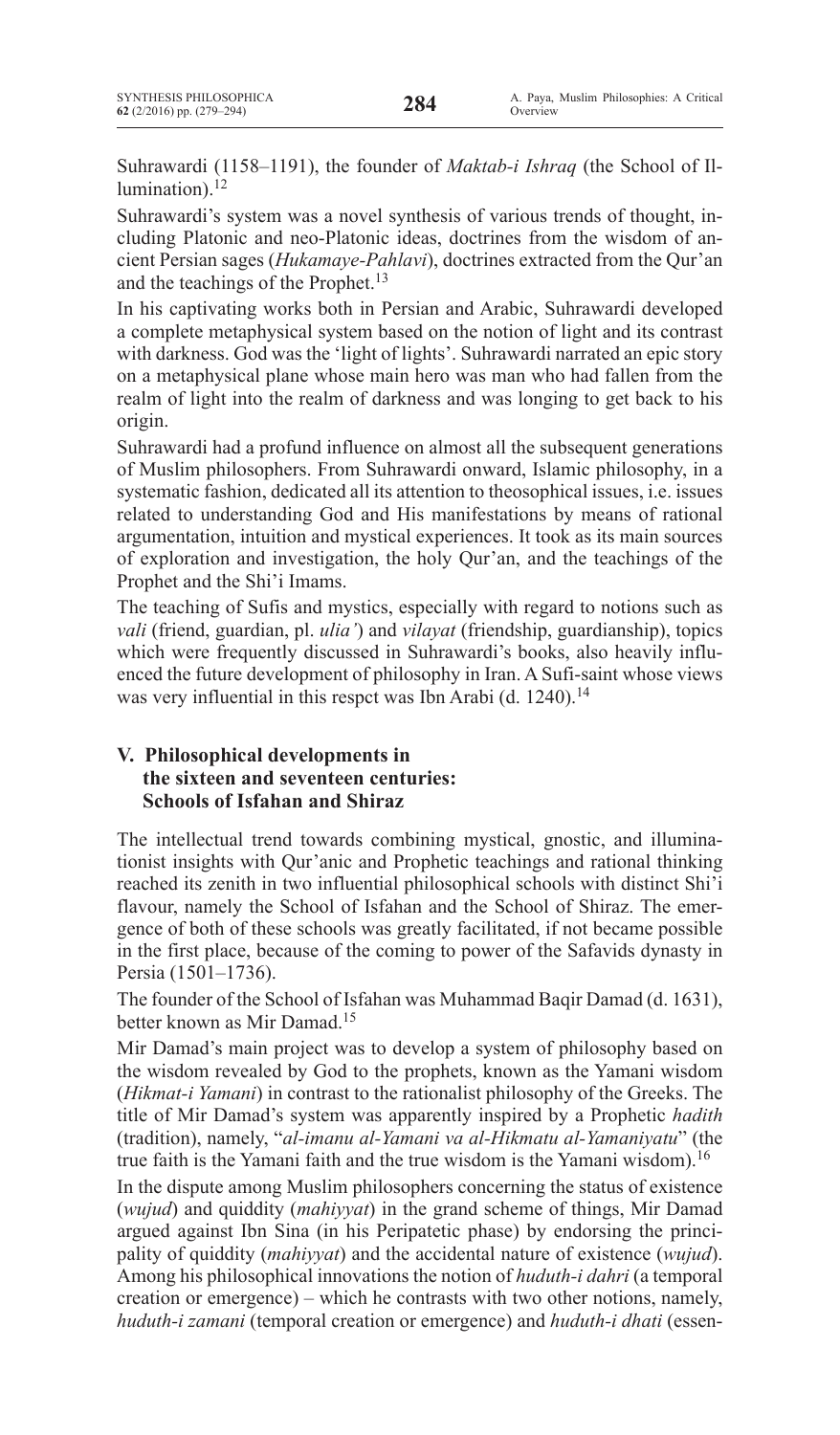Suhrawardi (1158–1191), the founder of *Maktab-i Ishraq* (the School of Illumination).[12]

Suhrawardi's system was a novel synthesis of various trends of thought, including Platonic and neo-Platonic ideas, doctrines from the wisdom of ancient Persian sages (*Hukamaye-Pahlavi*), doctrines extracted from the Qur'an and the teachings of the Prophet.[13]

In his captivating works both in Persian and Arabic, Suhrawardi developed a complete metaphysical system based on the notion of light and its contrast with darkness. God was the 'light of lights'. Suhrawardi narrated an epic story on a metaphysical plane whose main hero was man who had fallen from the realm of light into the realm of darkness and was longing to get back to his origin.

Suhrawardi had a profund influence on almost all the subsequent generations of Muslim philosophers. From Suhrawardi onward, Islamic philosophy, in a systematic fashion, dedicated all its attention to theosophical issues, i.e. issues related to understanding God and His manifestations by means of rational argumentation, intuition and mystical experiences. It took as its main sources of exploration and investigation, the holy Qur'an, and the teachings of the Prophet and the Shi'i Imams.

The teaching of Sufis and mystics, especially with regard to notions such as *vali* (friend, guardian, pl. *ulia'*) and *vilayat* (friendship, guardianship), topics which were frequently discussed in Suhrawardi's books, also heavily influenced the future development of philosophy in Iran. A Sufi-saint whose views was very influential in this respct was Ibn Arabi (d. 1240).[14]

## V. Philosophical developments in the sixteen and seventeen centuries: Schools of Isfahan and Shiraz

The intellectual trend towards combining mystical, gnostic, and illuminationist insights with Qur'anic and Prophetic teachings and rational thinking reached its zenith in two influential philosophical schools with distinct Shi'i flavour, namely the School of Isfahan and the School of Shiraz. The emergence of both of these schools was greatly facilitated, if not became possible in the first place, because of the coming to power of the Safavids dynasty in Persia (1501–1736).

The founder of the School of Isfahan was Muhammad Baqir Damad (d. 1631), better known as Mir Damad.[15]

Mir Damad's main project was to develop a system of philosophy based on the wisdom revealed by God to the prophets, known as the Yamani wisdom (*Hikmat-i Yamani*) in contrast to the rationalist philosophy of the Greeks. The title of Mir Damad's system was apparently inspired by a Prophetic *hadith* (tradition), namely, "*al-imanu al-Yamani va al-Hikmatu al-Yamaniyatu*" (the true faith is the Yamani faith and the true wisdom is the Yamani wisdom).[16]

In the dispute among Muslim philosophers concerning the status of existence (*wujud*) and quiddity (*mahiyyat*) in the grand scheme of things, Mir Damad argued against Ibn Sina (in his Peripatetic phase) by endorsing the principality of quiddity (*mahiyyat*) and the accidental nature of existence (*wujud*). Among his philosophical innovations the notion of *huduth-i dahri* (a temporal creation or emergence) – which he contrasts with two other notions, namely, *huduth-i zamani* (temporal creation or emergence) and *huduth-i dhati* (essen-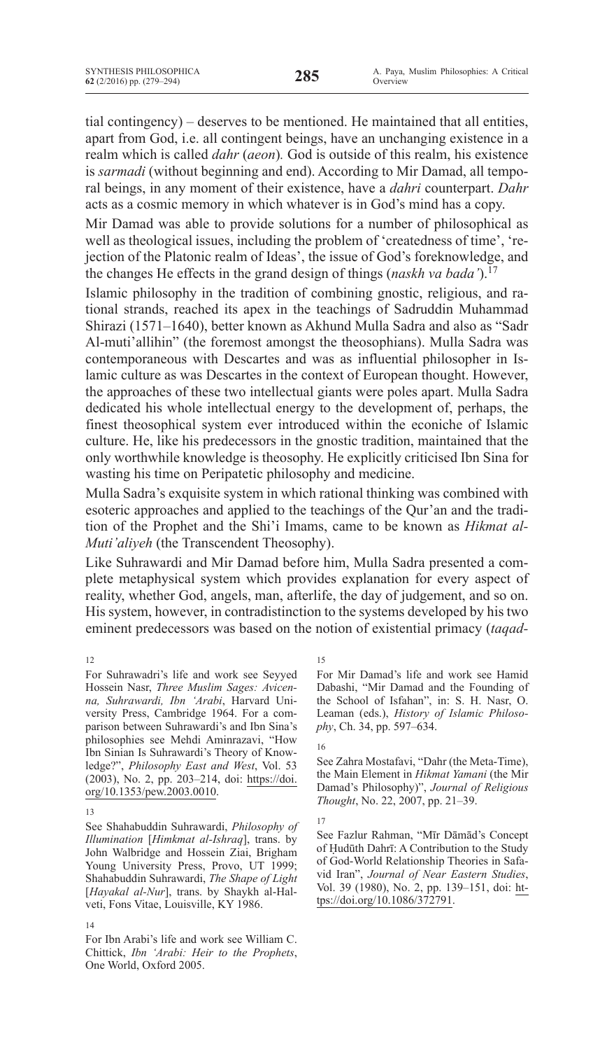tial contingency) – deserves to be mentioned. He maintained that all entities, apart from God, i.e. all contingent beings, have an unchanging existence in a realm which is called *dahr* (*aeon*)*.* God is outside of this realm, his existence is *sarmadi* (without beginning and end). According to Mir Damad, all temporal beings, in any moment of their existence, have a *dahri* counterpart. *Dahr* acts as a cosmic memory in which whatever is in God's mind has a copy.

Mir Damad was able to provide solutions for a number of philosophical as well as theological issues, including the problem of 'createdness of time', 'rejection of the Platonic realm of Ideas', the issue of God's foreknowledge, and the changes He effects in the grand design of things (*naskh va bada'*).[17]

Islamic philosophy in the tradition of combining gnostic, religious, and rational strands, reached its apex in the teachings of Sadruddin Muhammad Shirazi (1571–1640), better known as Akhund Mulla Sadra and also as "Sadr Al-muti'allihin" (the foremost amongst the theosophians). Mulla Sadra was contemporaneous with Descartes and was as influential philosopher in Islamic culture as was Descartes in the context of European thought. However, the approaches of these two intellectual giants were poles apart. Mulla Sadra dedicated his whole intellectual energy to the development of, perhaps, the finest theosophical system ever introduced within the econiche of Islamic culture. He, like his predecessors in the gnostic tradition, maintained that the only worthwhile knowledge is theosophy. He explicitly criticised Ibn Sina for wasting his time on Peripatetic philosophy and medicine.

Mulla Sadra's exquisite system in which rational thinking was combined with esoteric approaches and applied to the teachings of the Qur'an and the tradition of the Prophet and the Shi'i Imams, came to be known as *Hikmat al-Muti'aliyeh* (the Transcendent Theosophy).

Like Suhrawardi and Mir Damad before him, Mulla Sadra presented a complete metaphysical system which provides explanation for every aspect of reality, whether God, angels, man, afterlife, the day of judgement, and so on. His system, however, in contradistinction to the systems developed by his two eminent predecessors was based on the notion of existential primacy (*taqad-*

---

12

For Suhrawadri's life and work see Seyyed Hossein Nasr, *Three Muslim Sages: Avicenna, Suhrawardi, Ibn 'Arabi*, Harvard University Press, Cambridge 1964. For a comparison between Suhrawardi's and Ibn Sina's philosophies see Mehdi Aminrazavi, "How Ibn Sinian Is Suhrawardi's Theory of Knowledge?", *Philosophy East and West*, Vol. 53 (2003), No. 2, pp. 203–214, doi: https://doi.org/10.1353/pew.2003.0010.

13

See Shahabuddin Suhrawardi, *Philosophy of Illumination* [*Himkmat al-Ishraq*], trans. by John Walbridge and Hossein Ziai, Brigham Young University Press, Provo, UT 1999; Shahabuddin Suhrawardi, *The Shape of Light* [*Hayakal al-Nur*], trans. by Shaykh al-Halveti, Fons Vitae, Louisville, KY 1986.

14

For Ibn Arabi's life and work see William C. Chittick, *Ibn 'Arabi: Heir to the Prophets*, One World, Oxford 2005.

15

For Mir Damad's life and work see Hamid Dabashi, "Mir Damad and the Founding of the School of Isfahan", in: S. H. Nasr, O. Leaman (eds.), *History of Islamic Philosophy*, Ch. 34, pp. 597–634.

16

See Zahra Mostafavi, "Dahr (the Meta-Time), the Main Element in *Hikmat Yamani* (the Mir Damad's Philosophy)", *Journal of Religious Thought*, No. 22, 2007, pp. 21–39.

17

See Fazlur Rahman, "Mīr Dāmād's Concept of Ḥudūth Dahrī: A Contribution to the Study of God-World Relationship Theories in Safavid Iran", *Journal of Near Eastern Studies*, Vol. 39 (1980), No. 2, pp. 139–151, doi: https://doi.org/10.1086/372791.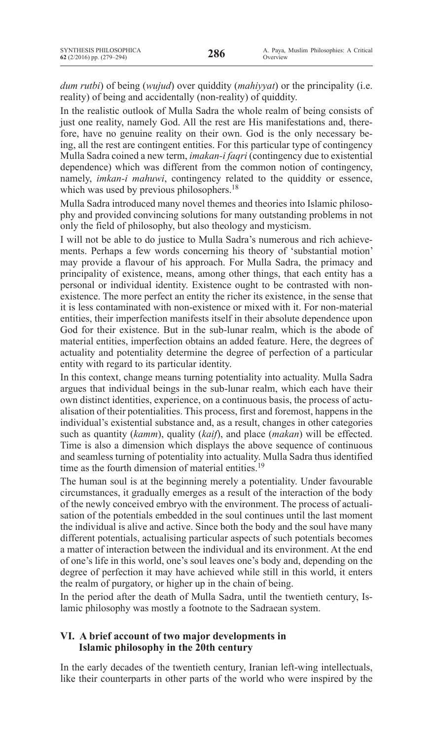*dum rutbi*) of being (*wujud*) over quiddity (*mahiyyat*) or the principality (i.e. reality) of being and accidentally (non-reality) of quiddity.

In the realistic outlook of Mulla Sadra the whole realm of being consists of just one reality, namely God. All the rest are His manifestations and, therefore, have no genuine reality on their own. God is the only necessary being, all the rest are contingent entities. For this particular type of contingency Mulla Sadra coined a new term, *imakan-i faqri* (contingency due to existential dependence) which was different from the common notion of contingency, namely, *imkan-i mahuwi*, contingency related to the quiddity or essence, which was used by previous philosophers.[18]

Mulla Sadra introduced many novel themes and theories into Islamic philosophy and provided convincing solutions for many outstanding problems in not only the field of philosophy, but also theology and mysticism.

I will not be able to do justice to Mulla Sadra's numerous and rich achievements. Perhaps a few words concerning his theory of 'substantial motion' may provide a flavour of his approach. For Mulla Sadra, the primacy and principality of existence, means, among other things, that each entity has a personal or individual identity. Existence ought to be contrasted with non-existence. The more perfect an entity the richer its existence, in the sense that it is less contaminated with non-existence or mixed with it. For non-material entities, their imperfection manifests itself in their absolute dependence upon God for their existence. But in the sub-lunar realm, which is the abode of material entities, imperfection obtains an added feature. Here, the degrees of actuality and potentiality determine the degree of perfection of a particular entity with regard to its particular identity.

In this context, change means turning potentiality into actuality. Mulla Sadra argues that individual beings in the sub-lunar realm, which each have their own distinct identities, experience, on a continuous basis, the process of actualisation of their potentialities. This process, first and foremost, happens in the individual's existential substance and, as a result, changes in other categories such as quantity (*kamm*), quality (*kaif*), and place (*makan*) will be effected. Time is also a dimension which displays the above sequence of continuous and seamless turning of potentiality into actuality. Mulla Sadra thus identified time as the fourth dimension of material entities.[19]

The human soul is at the beginning merely a potentiality. Under favourable circumstances, it gradually emerges as a result of the interaction of the body of the newly conceived embryo with the environment. The process of actualisation of the potentials embedded in the soul continues until the last moment the individual is alive and active. Since both the body and the soul have many different potentials, actualising particular aspects of such potentials becomes a matter of interaction between the individual and its environment. At the end of one's life in this world, one's soul leaves one's body and, depending on the degree of perfection it may have achieved while still in this world, it enters the realm of purgatory, or higher up in the chain of being.

In the period after the death of Mulla Sadra, until the twentieth century, Islamic philosophy was mostly a footnote to the Sadraean system.

## VI. A brief account of two major developments in Islamic philosophy in the 20th century

In the early decades of the twentieth century, Iranian left-wing intellectuals, like their counterparts in other parts of the world who were inspired by the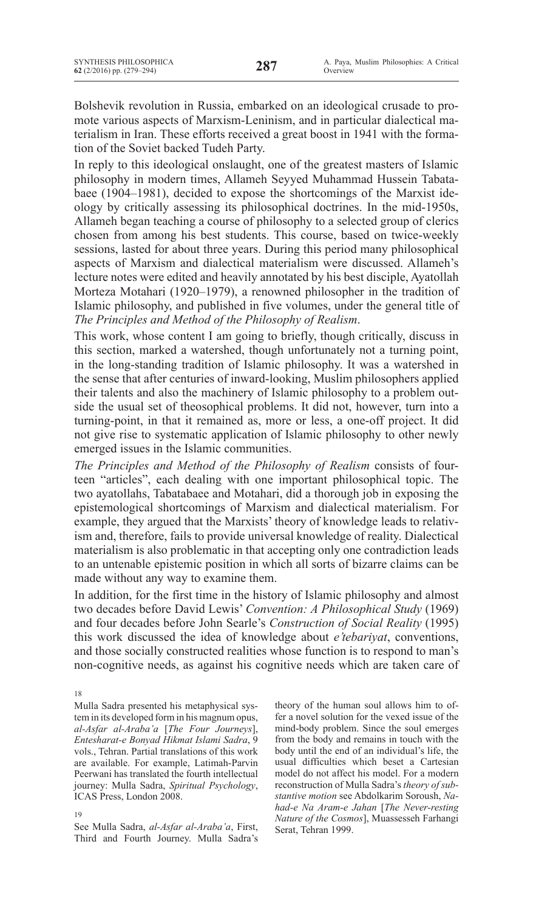Bolshevik revolution in Russia, embarked on an ideological crusade to promote various aspects of Marxism-Leninism, and in particular dialectical materialism in Iran. These efforts received a great boost in 1941 with the formation of the Soviet backed Tudeh Party.

In reply to this ideological onslaught, one of the greatest masters of Islamic philosophy in modern times, Allameh Seyyed Muhammad Hussein Tabatabaee (1904–1981), decided to expose the shortcomings of the Marxist ideology by critically assessing its philosophical doctrines. In the mid-1950s, Allameh began teaching a course of philosophy to a selected group of clerics chosen from among his best students. This course, based on twice-weekly sessions, lasted for about three years. During this period many philosophical aspects of Marxism and dialectical materialism were discussed. Allameh's lecture notes were edited and heavily annotated by his best disciple, Ayatollah Morteza Motahari (1920–1979), a renowned philosopher in the tradition of Islamic philosophy, and published in five volumes, under the general title of *The Principles and Method of the Philosophy of Realism*.

This work, whose content I am going to briefly, though critically, discuss in this section, marked a watershed, though unfortunately not a turning point, in the long-standing tradition of Islamic philosophy. It was a watershed in the sense that after centuries of inward-looking, Muslim philosophers applied their talents and also the machinery of Islamic philosophy to a problem outside the usual set of theosophical problems. It did not, however, turn into a turning-point, in that it remained as, more or less, a one-off project. It did not give rise to systematic application of Islamic philosophy to other newly emerged issues in the Islamic communities.

*The Principles and Method of the Philosophy of Realism* consists of fourteen "articles", each dealing with one important philosophical topic. The two ayatollahs, Tabatabaee and Motahari, did a thorough job in exposing the epistemological shortcomings of Marxism and dialectical materialism. For example, they argued that the Marxists' theory of knowledge leads to relativism and, therefore, fails to provide universal knowledge of reality. Dialectical materialism is also problematic in that accepting only one contradiction leads to an untenable epistemic position in which all sorts of bizarre claims can be made without any way to examine them.

In addition, for the first time in the history of Islamic philosophy and almost two decades before David Lewis' *Convention: A Philosophical Study* (1969) and four decades before John Searle's *Construction of Social Reality* (1995) this work discussed the idea of knowledge about *e'tebariyat*, conventions, and those socially constructed realities whose function is to respond to man's non-cognitive needs, as against his cognitive needs which are taken care of

---

18

Mulla Sadra presented his metaphysical system in its developed form in his magnum opus, *al-Asfar al-Araba'a* [*The Four Journeys*], *Entesharat-e Bonyad Hikmat Islami Sadra*, 9 vols., Tehran. Partial translations of this work are available. For example, Latimah-Parvin Peerwani has translated the fourth intellectual journey: Mulla Sadra, *Spiritual Psychology*, ICAS Press, London 2008.

19

See Mulla Sadra, *al-Asfar al-Araba'a*, First, Third and Fourth Journey. Mulla Sadra's theory of the human soul allows him to offer a novel solution for the vexed issue of the mind-body problem. Since the soul emerges from the body and remains in touch with the body until the end of an individual's life, the usual difficulties which beset a Cartesian model do not affect his model. For a modern reconstruction of Mulla Sadra's *theory of substantive motion* see Abdolkarim Soroush, *Nahad-e Na Aram-e Jahan* [*The Never-resting Nature of the Cosmos*], Muassesseh Farhangi Serat, Tehran 1999.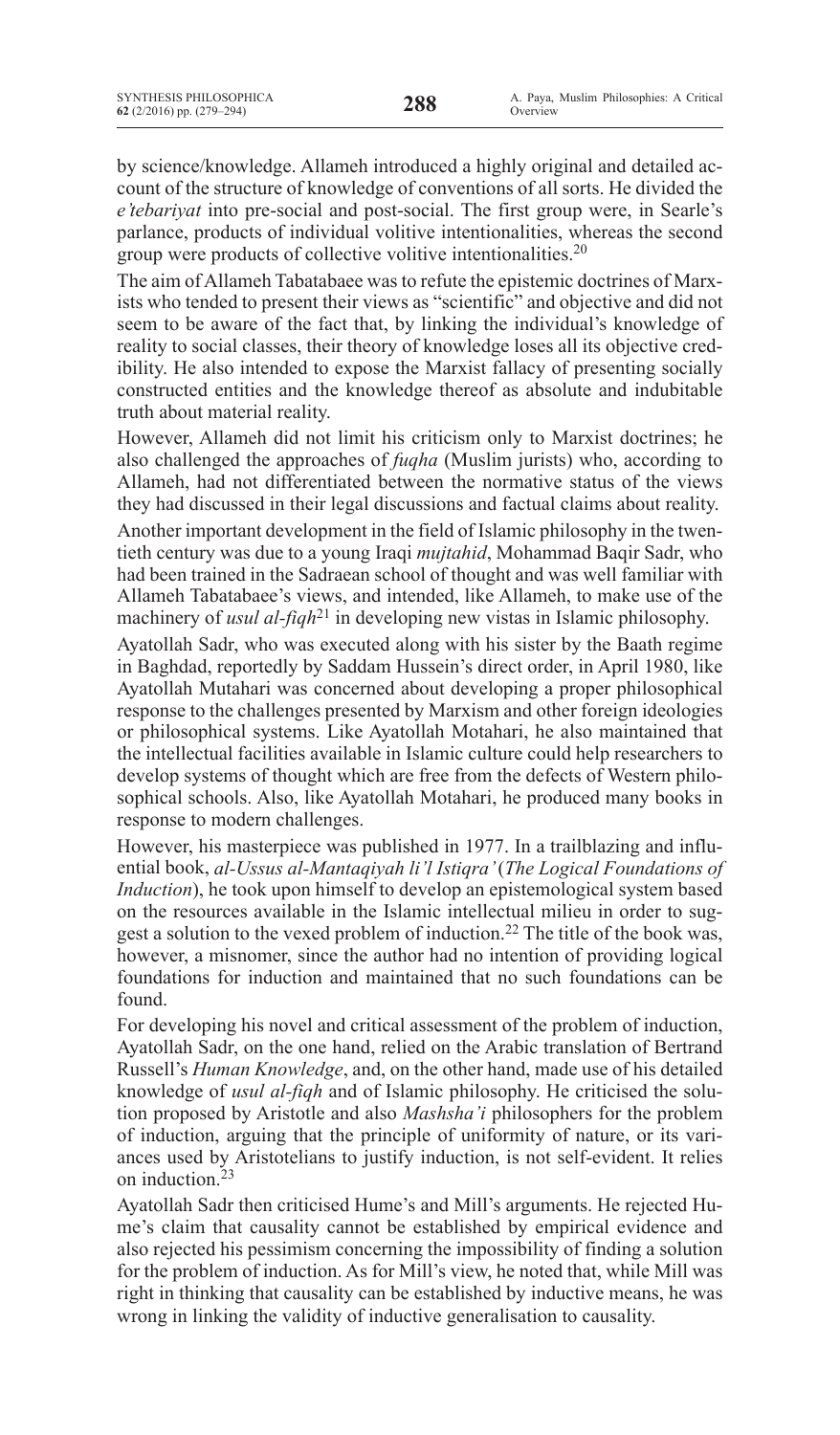by science/knowledge. Allameh introduced a highly original and detailed account of the structure of knowledge of conventions of all sorts. He divided the *e'tebariyat* into pre-social and post-social. The first group were, in Searle's parlance, products of individual volitive intentionalities, whereas the second group were products of collective volitive intentionalities.[20]

The aim of Allameh Tabatabaee was to refute the epistemic doctrines of Marxists who tended to present their views as "scientific" and objective and did not seem to be aware of the fact that, by linking the individual's knowledge of reality to social classes, their theory of knowledge loses all its objective credibility. He also intended to expose the Marxist fallacy of presenting socially constructed entities and the knowledge thereof as absolute and indubitable truth about material reality.

However, Allameh did not limit his criticism only to Marxist doctrines; he also challenged the approaches of *fuqha* (Muslim jurists) who, according to Allameh, had not differentiated between the normative status of the views they had discussed in their legal discussions and factual claims about reality.

Another important development in the field of Islamic philosophy in the twentieth century was due to a young Iraqi *mujtahid*, Mohammad Baqir Sadr, who had been trained in the Sadraean school of thought and was well familiar with Allameh Tabatabaee's views, and intended, like Allameh, to make use of the machinery of *usul al-fiqh*[21] in developing new vistas in Islamic philosophy.

Ayatollah Sadr, who was executed along with his sister by the Baath regime in Baghdad, reportedly by Saddam Hussein's direct order, in April 1980, like Ayatollah Mutahari was concerned about developing a proper philosophical response to the challenges presented by Marxism and other foreign ideologies or philosophical systems. Like Ayatollah Motahari, he also maintained that the intellectual facilities available in Islamic culture could help researchers to develop systems of thought which are free from the defects of Western philosophical schools. Also, like Ayatollah Motahari, he produced many books in response to modern challenges.

However, his masterpiece was published in 1977. In a trailblazing and influential book, *al-Ussus al-Mantaqiyah li'l Istiqra'* (*The Logical Foundations of Induction*), he took upon himself to develop an epistemological system based on the resources available in the Islamic intellectual milieu in order to suggest a solution to the vexed problem of induction.[22] The title of the book was, however, a misnomer, since the author had no intention of providing logical foundations for induction and maintained that no such foundations can be found.

For developing his novel and critical assessment of the problem of induction, Ayatollah Sadr, on the one hand, relied on the Arabic translation of Bertrand Russell's *Human Knowledge*, and, on the other hand, made use of his detailed knowledge of *usul al-fiqh* and of Islamic philosophy. He criticised the solution proposed by Aristotle and also *Mashsha'i* philosophers for the problem of induction, arguing that the principle of uniformity of nature, or its variances used by Aristotelians to justify induction, is not self-evident. It relies on induction.[23]

Ayatollah Sadr then criticised Hume's and Mill's arguments. He rejected Hume's claim that causality cannot be established by empirical evidence and also rejected his pessimism concerning the impossibility of finding a solution for the problem of induction. As for Mill's view, he noted that, while Mill was right in thinking that causality can be established by inductive means, he was wrong in linking the validity of inductive generalisation to causality.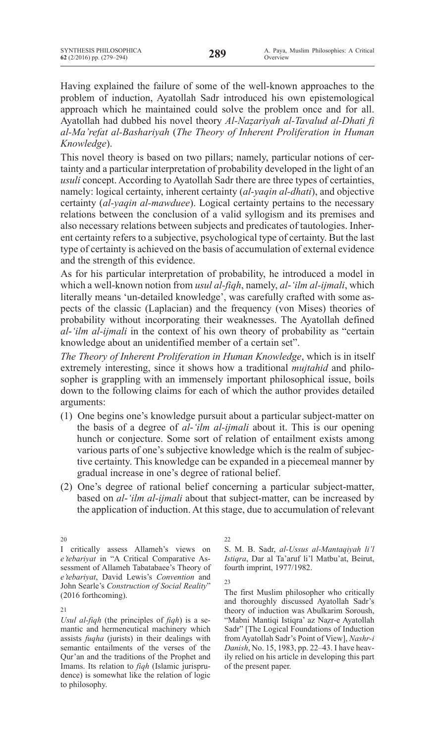Having explained the failure of some of the well-known approaches to the problem of induction, Ayatollah Sadr introduced his own epistemological approach which he maintained could solve the problem once and for all. Ayatollah had dubbed his novel theory *Al-Naẓariyah al-Tavalud al-Dhati fi al-Ma'refat al-Bashariyah* (*The Theory of Inherent Proliferation in Human Knowledge*).

This novel theory is based on two pillars; namely, particular notions of certainty and a particular interpretation of probability developed in the light of an *usuli* concept. According to Ayatollah Sadr there are three types of certainties, namely: logical certainty, inherent certainty (*al-yaqin al-dhati*), and objective certainty (*al-yaqin al-mawduee*). Logical certainty pertains to the necessary relations between the conclusion of a valid syllogism and its premises and also necessary relations between subjects and predicates of tautologies. Inherent certainty refers to a subjective, psychological type of certainty. But the last type of certainty is achieved on the basis of accumulation of external evidence and the strength of this evidence.

As for his particular interpretation of probability, he introduced a model in which a well-known notion from *usul al-fiqh*, namely, *al-'ilm al-ijmali*, which literally means 'un-detailed knowledge', was carefully crafted with some aspects of the classic (Laplacian) and the frequency (von Mises) theories of probability without incorporating their weaknesses. The Ayatollah defined *al-'ilm al-ijmali* in the context of his own theory of probability as "certain knowledge about an unidentified member of a certain set".

*The Theory of Inherent Proliferation in Human Knowledge*, which is in itself extremely interesting, since it shows how a traditional *mujtahid* and philosopher is grappling with an immensely important philosophical issue, boils down to the following claims for each of which the author provides detailed arguments:

(1) One begins one's knowledge pursuit about a particular subject-matter on the basis of a degree of *al-'ilm al-ijmali* about it. This is our opening hunch or conjecture. Some sort of relation of entailment exists among various parts of one's subjective knowledge which is the realm of subjective certainty. This knowledge can be expanded in a piecemeal manner by gradual increase in one's degree of rational belief.

(2) One's degree of rational belief concerning a particular subject-matter, based on *al-'ilm al-ijmali* about that subject-matter, can be increased by the application of induction. At this stage, due to accumulation of relevant

---

20

I critically assess Allameh's views on *e'tebariyat* in "A Critical Comparative Assessment of Allameh Tabatabaee's Theory of *e'tebariyat*, David Lewis's *Convention* and John Searle's *Construction of Social Reality*" (2016 forthcoming).

21

*Usul al-fiqh* (the principles of *fiqh*) is a semantic and hermeneutical machinery which assists *fuqha* (jurists) in their dealings with semantic entailments of the verses of the Qur'an and the traditions of the Prophet and Imams. Its relation to *fiqh* (Islamic jurisprudence) is somewhat like the relation of logic to philosophy.

22

S. M. B. Sadr, *al-Ussus al-Mantaqiyah li'l Istiqra*, Dar al Ta'aruf li'l Matbu'at, Beirut, fourth imprint, 1977/1982.

23

The first Muslim philosopher who critically and thoroughly discussed Ayatollah Sadr's theory of induction was Abulkarim Soroush, "Mabni Mantiqi Istiqra' az Naẓr-e Ayatollah Sadr" [The Logical Foundations of Induction from Ayatollah Sadr's Point of View], *Nashr-i Danish*, No. 15, 1983, pp. 22–43. I have heavily relied on his article in developing this part of the present paper.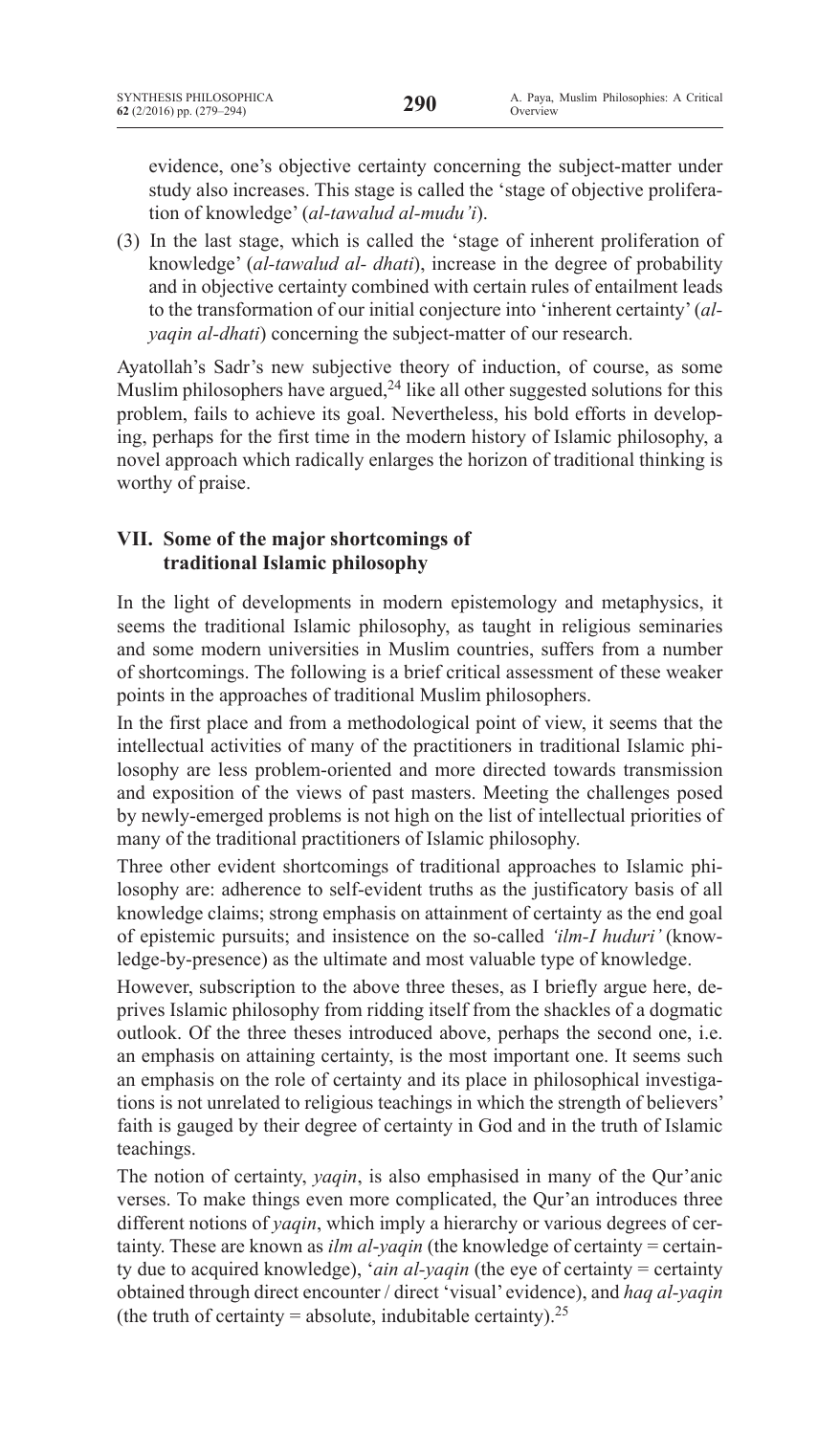evidence, one's objective certainty concerning the subject-matter under study also increases. This stage is called the 'stage of objective proliferation of knowledge' (*al-tawalud al-mudu'i*).

(3) In the last stage, which is called the 'stage of inherent proliferation of knowledge' (*al-tawalud al- dhati*), increase in the degree of probability and in objective certainty combined with certain rules of entailment leads to the transformation of our initial conjecture into 'inherent certainty' (*al-yaqin al-dhati*) concerning the subject-matter of our research.

Ayatollah's Sadr's new subjective theory of induction, of course, as some Muslim philosophers have argued,[24] like all other suggested solutions for this problem, fails to achieve its goal. Nevertheless, his bold efforts in developing, perhaps for the first time in the modern history of Islamic philosophy, a novel approach which radically enlarges the horizon of traditional thinking is worthy of praise.

## VII. Some of the major shortcomings of traditional Islamic philosophy

In the light of developments in modern epistemology and metaphysics, it seems the traditional Islamic philosophy, as taught in religious seminaries and some modern universities in Muslim countries, suffers from a number of shortcomings. The following is a brief critical assessment of these weaker points in the approaches of traditional Muslim philosophers.

In the first place and from a methodological point of view, it seems that the intellectual activities of many of the practitioners in traditional Islamic philosophy are less problem-oriented and more directed towards transmission and exposition of the views of past masters. Meeting the challenges posed by newly-emerged problems is not high on the list of intellectual priorities of many of the traditional practitioners of Islamic philosophy.

Three other evident shortcomings of traditional approaches to Islamic philosophy are: adherence to self-evident truths as the justificatory basis of all knowledge claims; strong emphasis on attainment of certainty as the end goal of epistemic pursuits; and insistence on the so-called *'ilm-I huduri'* (knowledge-by-presence) as the ultimate and most valuable type of knowledge.

However, subscription to the above three theses, as I briefly argue here, deprives Islamic philosophy from ridding itself from the shackles of a dogmatic outlook. Of the three theses introduced above, perhaps the second one, i.e. an emphasis on attaining certainty, is the most important one. It seems such an emphasis on the role of certainty and its place in philosophical investigations is not unrelated to religious teachings in which the strength of believers' faith is gauged by their degree of certainty in God and in the truth of Islamic teachings.

The notion of certainty, *yaqin*, is also emphasised in many of the Qur'anic verses. To make things even more complicated, the Qur'an introduces three different notions of *yaqin*, which imply a hierarchy or various degrees of certainty. These are known as *ilm al-yaqin* (the knowledge of certainty = certainty due to acquired knowledge), '*ain al-yaqin* (the eye of certainty = certainty obtained through direct encounter / direct 'visual' evidence), and *haq al-yaqin* (the truth of certainty = absolute, indubitable certainty).[25]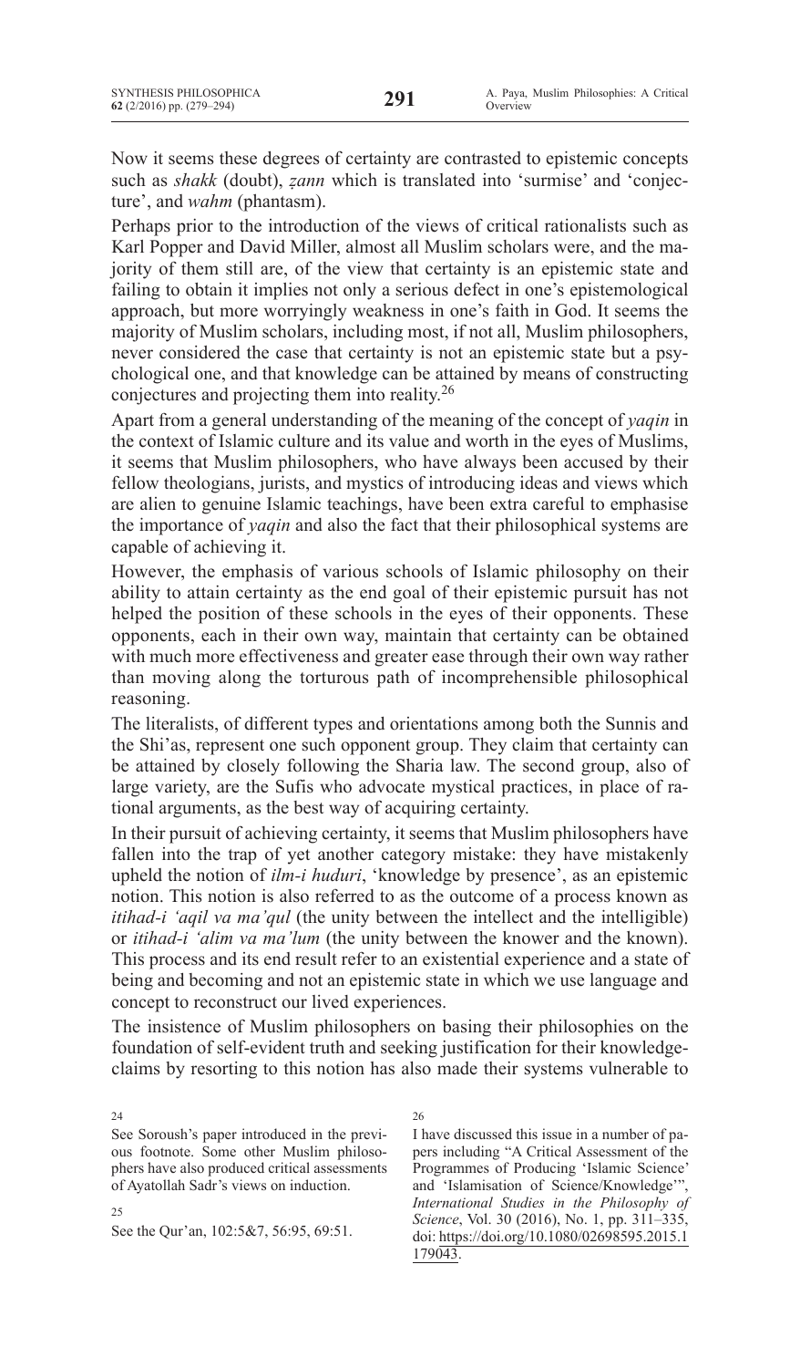Now it seems these degrees of certainty are contrasted to epistemic concepts such as *shakk* (doubt), *ẓann* which is translated into 'surmise' and 'conjecture', and *wahm* (phantasm).

Perhaps prior to the introduction of the views of critical rationalists such as Karl Popper and David Miller, almost all Muslim scholars were, and the majority of them still are, of the view that certainty is an epistemic state and failing to obtain it implies not only a serious defect in one's epistemological approach, but more worryingly weakness in one's faith in God. It seems the majority of Muslim scholars, including most, if not all, Muslim philosophers, never considered the case that certainty is not an epistemic state but a psychological one, and that knowledge can be attained by means of constructing conjectures and projecting them into reality.[26]

Apart from a general understanding of the meaning of the concept of *yaqin* in the context of Islamic culture and its value and worth in the eyes of Muslims, it seems that Muslim philosophers, who have always been accused by their fellow theologians, jurists, and mystics of introducing ideas and views which are alien to genuine Islamic teachings, have been extra careful to emphasise the importance of *yaqin* and also the fact that their philosophical systems are capable of achieving it.

However, the emphasis of various schools of Islamic philosophy on their ability to attain certainty as the end goal of their epistemic pursuit has not helped the position of these schools in the eyes of their opponents. These opponents, each in their own way, maintain that certainty can be obtained with much more effectiveness and greater ease through their own way rather than moving along the torturous path of incomprehensible philosophical reasoning.

The literalists, of different types and orientations among both the Sunnis and the Shi'as, represent one such opponent group. They claim that certainty can be attained by closely following the Sharia law. The second group, also of large variety, are the Sufis who advocate mystical practices, in place of rational arguments, as the best way of acquiring certainty.

In their pursuit of achieving certainty, it seems that Muslim philosophers have fallen into the trap of yet another category mistake: they have mistakenly upheld the notion of *ilm-i huduri*, 'knowledge by presence', as an epistemic notion. This notion is also referred to as the outcome of a process known as *itihad-i 'aqil va ma'qul* (the unity between the intellect and the intelligible) or *itihad-i 'alim va ma'lum* (the unity between the knower and the known). This process and its end result refer to an existential experience and a state of being and becoming and not an epistemic state in which we use language and concept to reconstruct our lived experiences.

The insistence of Muslim philosophers on basing their philosophies on the foundation of self-evident truth and seeking justification for their knowledge-claims by resorting to this notion has also made their systems vulnerable to

---

24 See Soroush's paper introduced in the previous footnote. Some other Muslim philosophers have also produced critical assessments of Ayatollah Sadr's views on induction.

25 See the Qur'an, 102:5&7, 56:95, 69:51.

26 I have discussed this issue in a number of papers including "A Critical Assessment of the Programmes of Producing 'Islamic Science' and 'Islamisation of Science/Knowledge'", *International Studies in the Philosophy of Science*, Vol. 30 (2016), No. 1, pp. 311–335, doi: https://doi.org/10.1080/02698595.2015.1179043.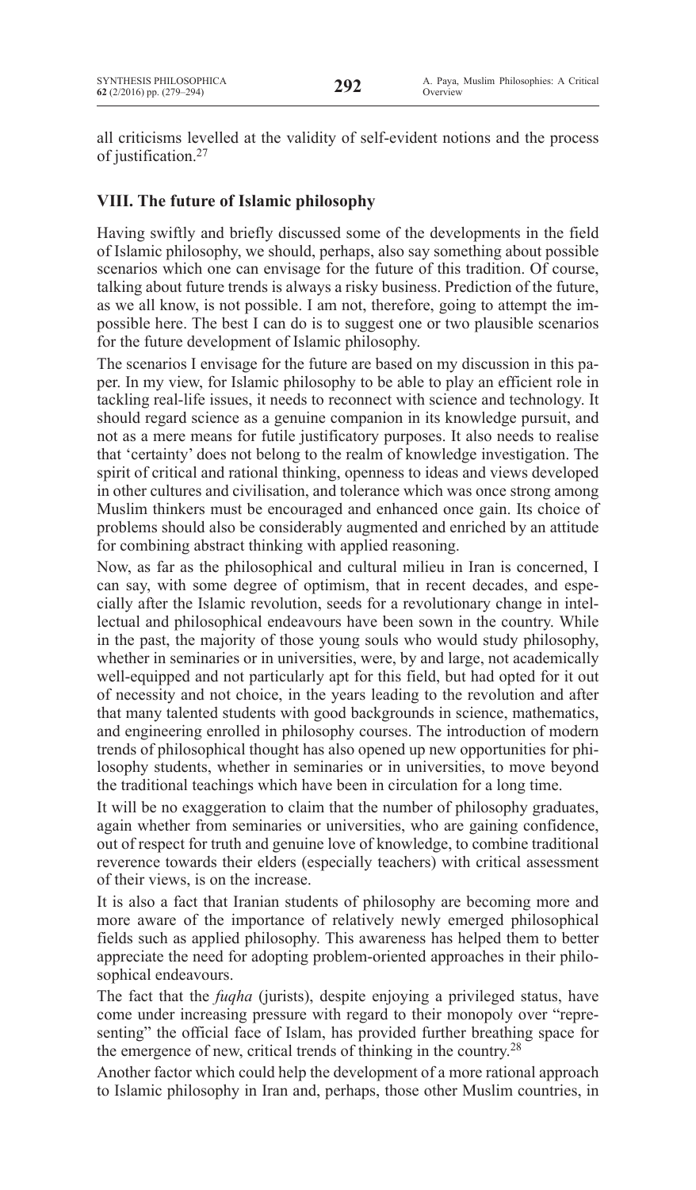all criticisms levelled at the validity of self-evident notions and the process of justification.[27]

## VIII. The future of Islamic philosophy

Having swiftly and briefly discussed some of the developments in the field of Islamic philosophy, we should, perhaps, also say something about possible scenarios which one can envisage for the future of this tradition. Of course, talking about future trends is always a risky business. Prediction of the future, as we all know, is not possible. I am not, therefore, going to attempt the impossible here. The best I can do is to suggest one or two plausible scenarios for the future development of Islamic philosophy.

The scenarios I envisage for the future are based on my discussion in this paper. In my view, for Islamic philosophy to be able to play an efficient role in tackling real-life issues, it needs to reconnect with science and technology. It should regard science as a genuine companion in its knowledge pursuit, and not as a mere means for futile justificatory purposes. It also needs to realise that 'certainty' does not belong to the realm of knowledge investigation. The spirit of critical and rational thinking, openness to ideas and views developed in other cultures and civilisation, and tolerance which was once strong among Muslim thinkers must be encouraged and enhanced once gain. Its choice of problems should also be considerably augmented and enriched by an attitude for combining abstract thinking with applied reasoning.

Now, as far as the philosophical and cultural milieu in Iran is concerned, I can say, with some degree of optimism, that in recent decades, and especially after the Islamic revolution, seeds for a revolutionary change in intellectual and philosophical endeavours have been sown in the country. While in the past, the majority of those young souls who would study philosophy, whether in seminaries or in universities, were, by and large, not academically well-equipped and not particularly apt for this field, but had opted for it out of necessity and not choice, in the years leading to the revolution and after that many talented students with good backgrounds in science, mathematics, and engineering enrolled in philosophy courses. The introduction of modern trends of philosophical thought has also opened up new opportunities for philosophy students, whether in seminaries or in universities, to move beyond the traditional teachings which have been in circulation for a long time.

It will be no exaggeration to claim that the number of philosophy graduates, again whether from seminaries or universities, who are gaining confidence, out of respect for truth and genuine love of knowledge, to combine traditional reverence towards their elders (especially teachers) with critical assessment of their views, is on the increase.

It is also a fact that Iranian students of philosophy are becoming more and more aware of the importance of relatively newly emerged philosophical fields such as applied philosophy. This awareness has helped them to better appreciate the need for adopting problem-oriented approaches in their philosophical endeavours.

The fact that the *fuqha* (jurists), despite enjoying a privileged status, have come under increasing pressure with regard to their monopoly over "representing" the official face of Islam, has provided further breathing space for the emergence of new, critical trends of thinking in the country.[28]

Another factor which could help the development of a more rational approach to Islamic philosophy in Iran and, perhaps, those other Muslim countries, in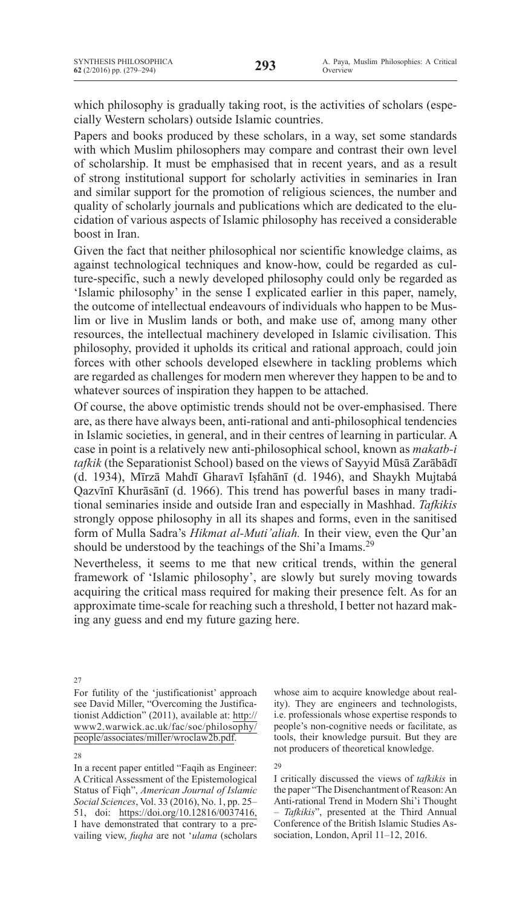which philosophy is gradually taking root, is the activities of scholars (especially Western scholars) outside Islamic countries.

Papers and books produced by these scholars, in a way, set some standards with which Muslim philosophers may compare and contrast their own level of scholarship. It must be emphasised that in recent years, and as a result of strong institutional support for scholarly activities in seminaries in Iran and similar support for the promotion of religious sciences, the number and quality of scholarly journals and publications which are dedicated to the elucidation of various aspects of Islamic philosophy has received a considerable boost in Iran.

Given the fact that neither philosophical nor scientific knowledge claims, as against technological techniques and know-how, could be regarded as culture-specific, such a newly developed philosophy could only be regarded as 'Islamic philosophy' in the sense I explicated earlier in this paper, namely, the outcome of intellectual endeavours of individuals who happen to be Muslim or live in Muslim lands or both, and make use of, among many other resources, the intellectual machinery developed in Islamic civilisation. This philosophy, provided it upholds its critical and rational approach, could join forces with other schools developed elsewhere in tackling problems which are regarded as challenges for modern men wherever they happen to be and to whatever sources of inspiration they happen to be attached.

Of course, the above optimistic trends should not be over-emphasised. There are, as there have always been, anti-rational and anti-philosophical tendencies in Islamic societies, in general, and in their centres of learning in particular. A case in point is a relatively new anti-philosophical school, known as *makatb-i tafkik* (the Separationist School) based on the views of Sayyid Mūsā Zarābādī (d. 1934), Mīrzā Mahdī Gharavī Iṣfahānī (d. 1946), and Shaykh Mujtabá Qazvīnī Khurāsānī (d. 1966). This trend has powerful bases in many traditional seminaries inside and outside Iran and especially in Mashhad. *Tafkikis* strongly oppose philosophy in all its shapes and forms, even in the sanitised form of Mulla Sadra's *Hikmat al-Muti'aliah.* In their view, even the Qur'an should be understood by the teachings of the Shi'a Imams.[29]

Nevertheless, it seems to me that new critical trends, within the general framework of 'Islamic philosophy', are slowly but surely moving towards acquiring the critical mass required for making their presence felt. As for an approximate time-scale for reaching such a threshold, I better not hazard making any guess and end my future gazing here.

---

[27] For futility of the 'justificationist' approach see David Miller, "Overcoming the Justificationist Addiction" (2011), available at: http://www2.warwick.ac.uk/fac/soc/philosophy/people/associates/miller/wroclaw2b.pdf.

[28] In a recent paper entitled "Faqih as Engineer: A Critical Assessment of the Epistemological Status of Fiqh", *American Journal of Islamic Social Sciences*, Vol. 33 (2016), No. 1, pp. 25–51, doi: https://doi.org/10.12816/0037416, I have demonstrated that contrary to a prevailing view, *fuqha* are not '*ulama* (scholars whose aim to acquire knowledge about reality). They are engineers and technologists, i.e. professionals whose expertise responds to people's non-cognitive needs or facilitate, as tools, their knowledge pursuit. But they are not producers of theoretical knowledge.

[29] I critically discussed the views of *tafkikis* in the paper "The Disenchantment of Reason: An Anti-rational Trend in Modern Shi'i Thought – *Tafkikis*", presented at the Third Annual Conference of the British Islamic Studies Association, London, April 11–12, 2016.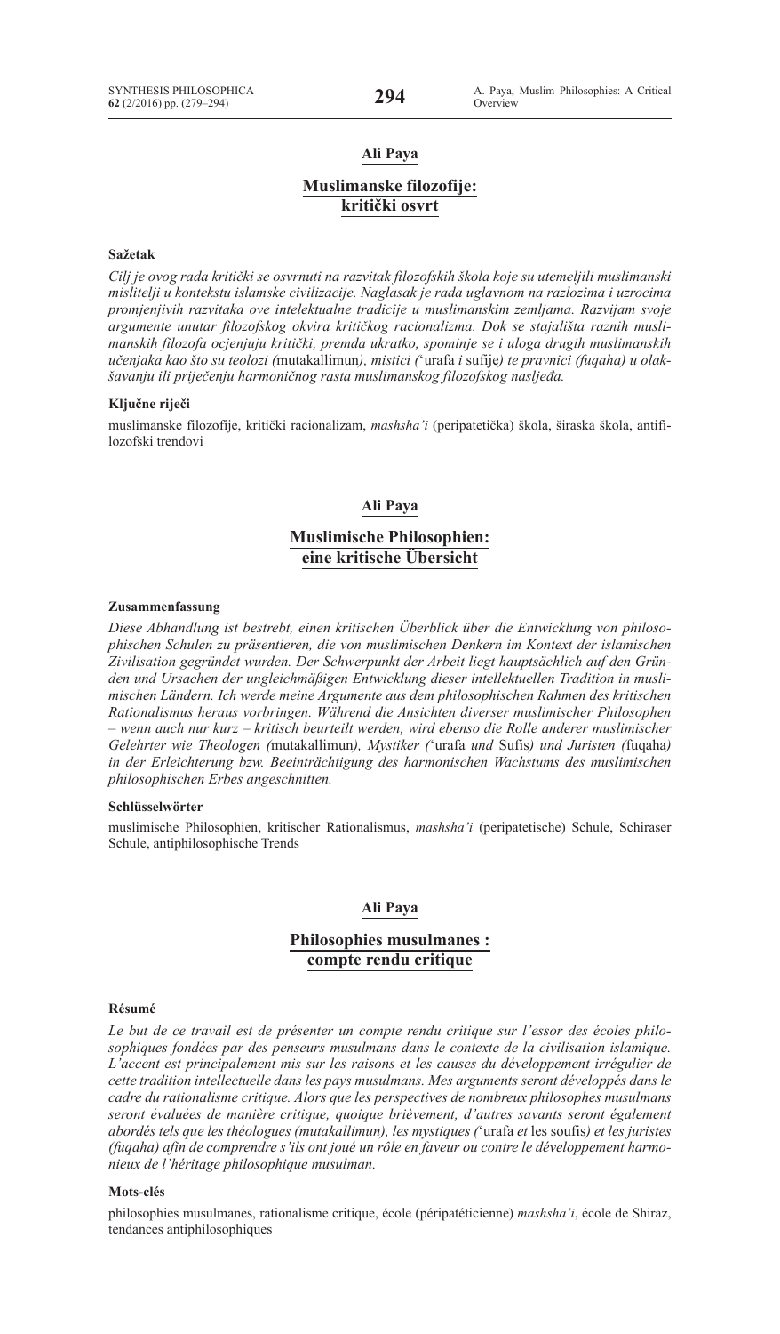## Ali Paya

## Muslimanske filozofije: kritički osvrt

### Sažetak

*Cilj je ovog rada kritički se osvrnuti na razvitak filozofskih škola koje su utemeljili muslimanski mislitelji u kontekstu islamske civilizacije. Naglasak je rada uglavnom na razlozima i uzrocima promjenjivih razvitaka ove intelektualne tradicije u muslimanskim zemljama. Razvijam svoje argumente unutar filozofskog okvira kritičkog racionalizma. Dok se stajališta raznih muslimanskih filozofa ocjenjuju kritički, premda ukratko, spominje se i uloga drugih muslimanskih učenjaka kao što su teolozi (*mutakallimun*), mistici (*'urafa *i* sufije*) te pravnici (fuqaha) u olakšavanju ili priječenju harmoničnog rasta muslimanskog filozofskog naslijeđa.*

### Ključne riječi

muslimanske filozofije, kritički racionalizam, *mashsha'i* (peripatetička) škola, širaska škola, antifilozofski trendovi

## Ali Paya

## Muslimische Philosophien: eine kritische Übersicht

### Zusammenfassung

*Diese Abhandlung ist bestrebt, einen kritischen Überblick über die Entwicklung von philosophischen Schulen zu präsentieren, die von muslimischen Denkern im Kontext der islamischen Zivilisation gegründet wurden. Der Schwerpunkt der Arbeit liegt hauptsächlich auf den Gründen und Ursachen der ungleichmäßigen Entwicklung dieser intellektuellen Tradition in muslimischen Ländern. Ich werde meine Argumente aus dem philosophischen Rahmen des kritischen Rationalismus heraus vorbringen. Während die Ansichten diverser muslimischer Philosophen – wenn auch nur kurz – kritisch beurteilt werden, wird ebenso die Rolle anderer muslimischer Gelehrter wie Theologen (*mutakallimun*), Mystiker (*'urafa *und* Sufis*) und Juristen (*fuqaha*) in der Erleichterung bzw. Beeinträchtigung des harmonischen Wachstums des muslimischen philosophischen Erbes angeschnitten.*

### Schlüsselwörter

muslimische Philosophien, kritischer Rationalismus, *mashsha'i* (peripatetische) Schule, Schiraser Schule, antiphilosophische Trends

## Ali Paya

## Philosophies musulmanes : compte rendu critique

### Résumé

*Le but de ce travail est de présenter un compte rendu critique sur l'essor des écoles philosophiques fondées par des penseurs musulmans dans le contexte de la civilisation islamique. L'accent est principalement mis sur les raisons et les causes du développement irrégulier de cette tradition intellectuelle dans les pays musulmans. Mes arguments seront développés dans le cadre du rationalisme critique. Alors que les perspectives de nombreux philosophes musulmans seront évaluées de manière critique, quoique brièvement, d'autres savants seront également abordés tels que les théologues (mutakallimun), les mystiques (*'urafa *et* les soufis*) et les juristes (fuqaha) afin de comprendre s'ils ont joué un rôle en faveur ou contre le développement harmonieux de l'héritage philosophique musulman.*

### Mots-clés

philosophies musulmanes, rationalisme critique, école (péripatéticienne) *mashsha'i*, école de Shiraz, tendances antiphilosophiques